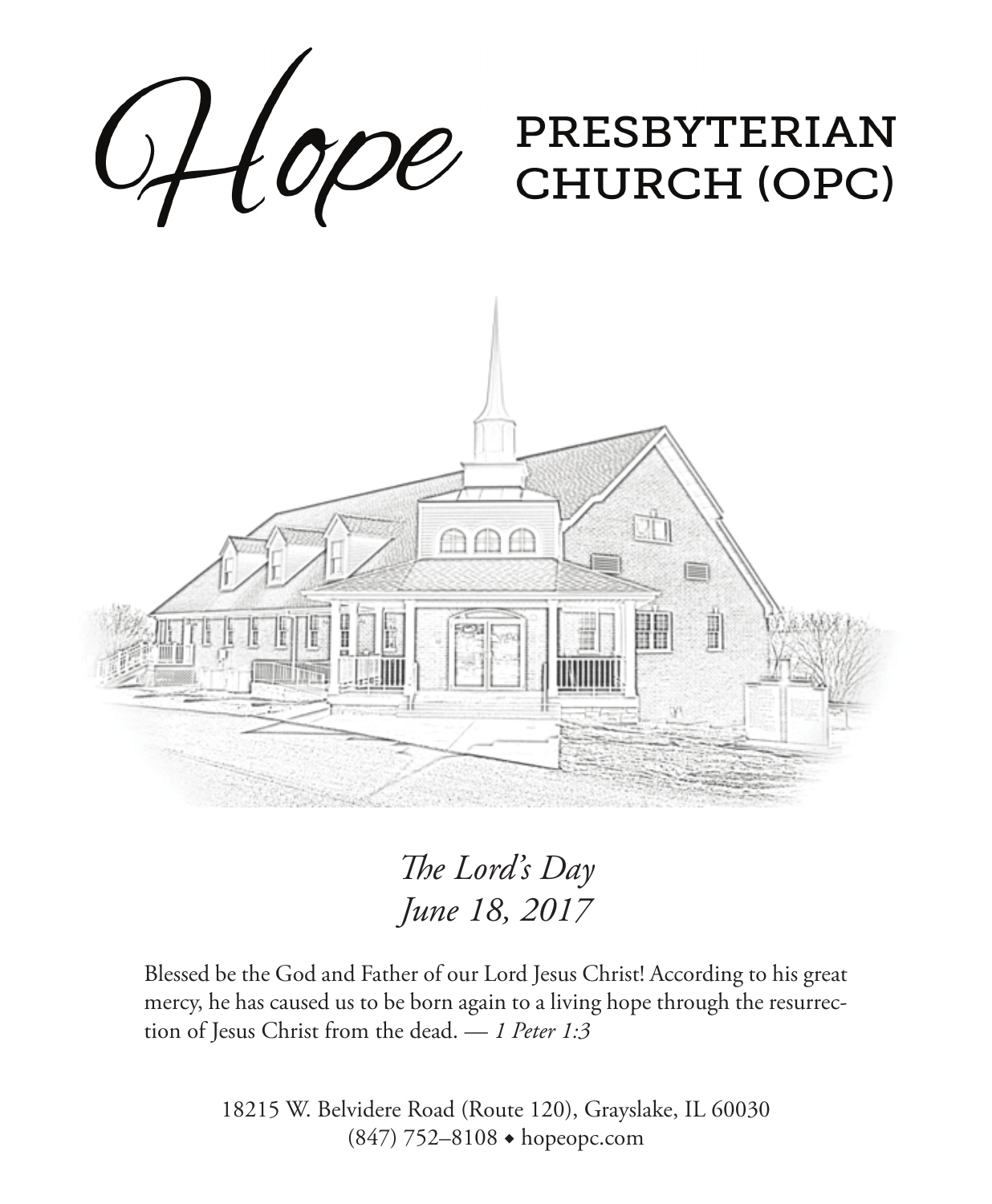# Hope PRESBYTERIAN CHURCH (OPC)

*The Lord's Day*
*June 18, 2017*

Blessed be the God and Father of our Lord Jesus Christ! According to his great mercy, he has caused us to be born again to a living hope through the resurrection of Jesus Christ from the dead. — *1 Peter 1:3*

18215 W. Belvidere Road (Route 120), Grayslake, IL 60030
(847) 752–8108 ◆ hopeopc.com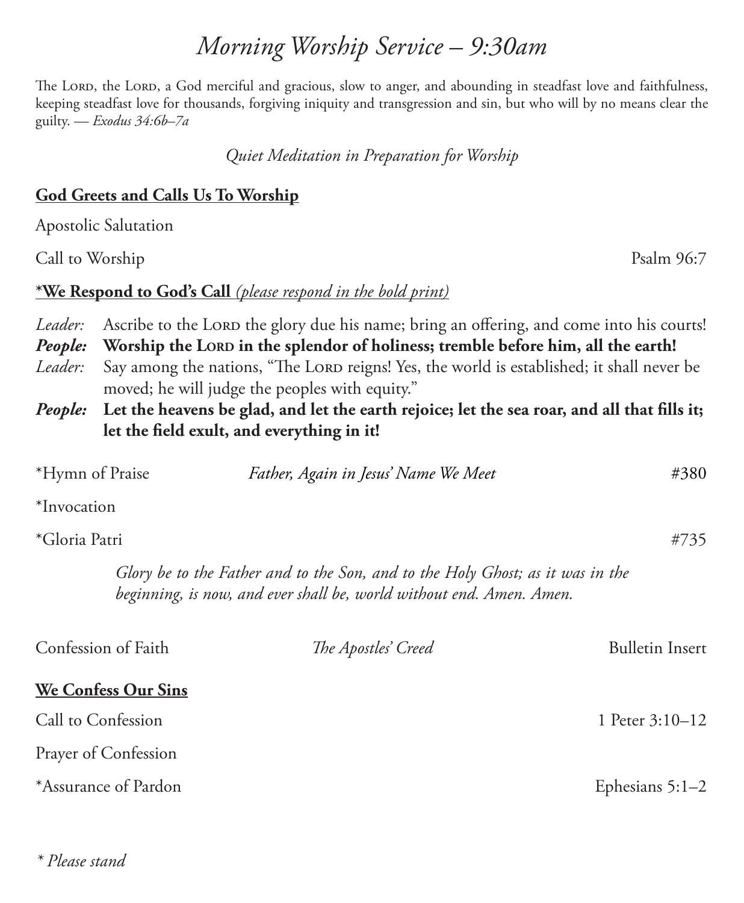# *Morning Worship Service – 9:30am*

The LORD, the LORD, a God merciful and gracious, slow to anger, and abounding in steadfast love and faithfulness, keeping steadfast love for thousands, forgiving iniquity and transgression and sin, but who will by no means clear the guilty. — *Exodus 34:6b–7a*

*Quiet Meditation in Preparation for Worship*

**God Greets and Calls Us To Worship**

Apostolic Salutation

Call to Worship — Psalm 96:7

***We Respond to God's Call** *(please respond in the bold print)*

*Leader:* Ascribe to the LORD the glory due his name; bring an offering, and come into his courts!
***People:*** **Worship the LORD in the splendor of holiness; tremble before him, all the earth!**
*Leader:* Say among the nations, "The LORD reigns! Yes, the world is established; it shall never be moved; he will judge the peoples with equity."
***People:*** **Let the heavens be glad, and let the earth rejoice; let the sea roar, and all that fills it; let the field exult, and everything in it!**

*Hymn of Praise — *Father, Again in Jesus' Name We Meet* — #380

*Invocation

*Gloria Patri — #735

*Glory be to the Father and to the Son, and to the Holy Ghost; as it was in the beginning, is now, and ever shall be, world without end. Amen. Amen.*

Confession of Faith — *The Apostles' Creed* — Bulletin Insert

**We Confess Our Sins**

Call to Confession — 1 Peter 3:10–12

Prayer of Confession

*Assurance of Pardon — Ephesians 5:1–2

*\* Please stand*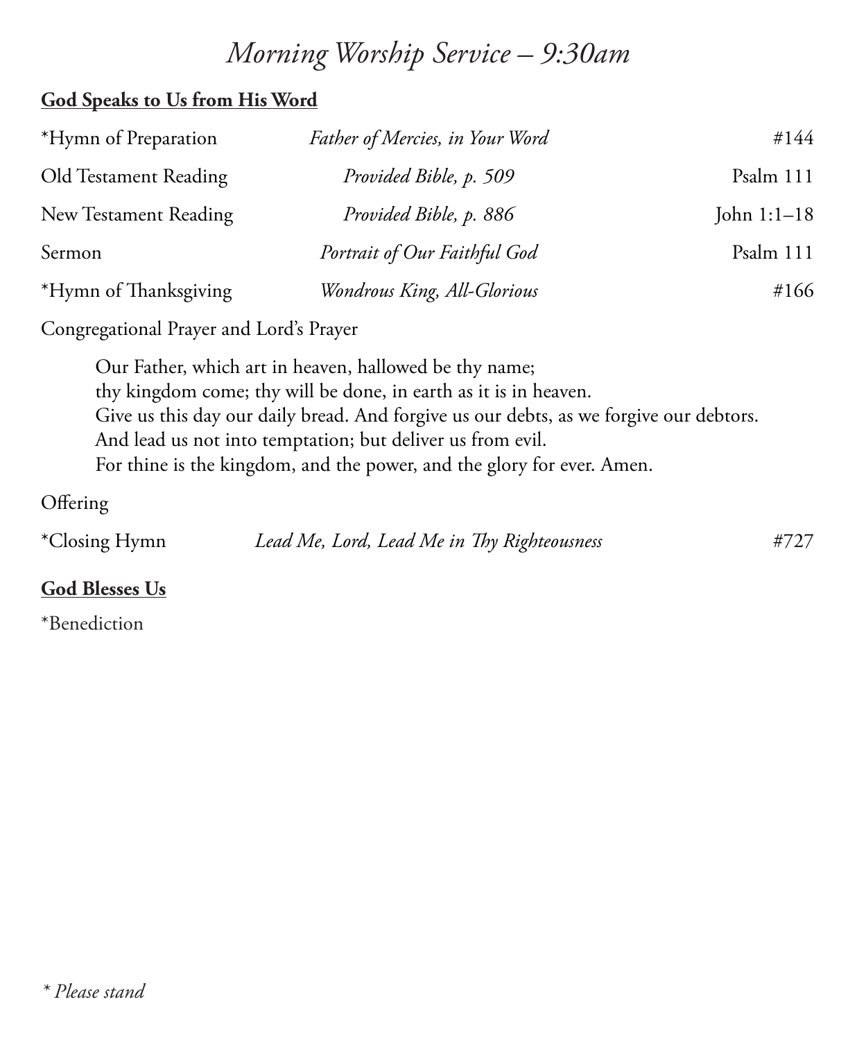# *Morning Worship Service – 9:30am*

**God Speaks to Us from His Word**

| | | |
|---|---|---|
| *Hymn of Preparation | *Father of Mercies, in Your Word* | #144 |
| Old Testament Reading | *Provided Bible, p. 509* | Psalm 111 |
| New Testament Reading | *Provided Bible, p. 886* | John 1:1–18 |
| Sermon | *Portrait of Our Faithful God* | Psalm 111 |
| *Hymn of Thanksgiving | *Wondrous King, All-Glorious* | #166 |

Congregational Prayer and Lord's Prayer

> Our Father, which art in heaven, hallowed be thy name;
> thy kingdom come; thy will be done, in earth as it is in heaven.
> Give us this day our daily bread. And forgive us our debts, as we forgive our debtors.
> And lead us not into temptation; but deliver us from evil.
> For thine is the kingdom, and the power, and the glory for ever. Amen.

Offering

| | | |
|---|---|---|
| *Closing Hymn | *Lead Me, Lord, Lead Me in Thy Righteousness* | #727 |

**God Blesses Us**

*Benediction

*\* Please stand*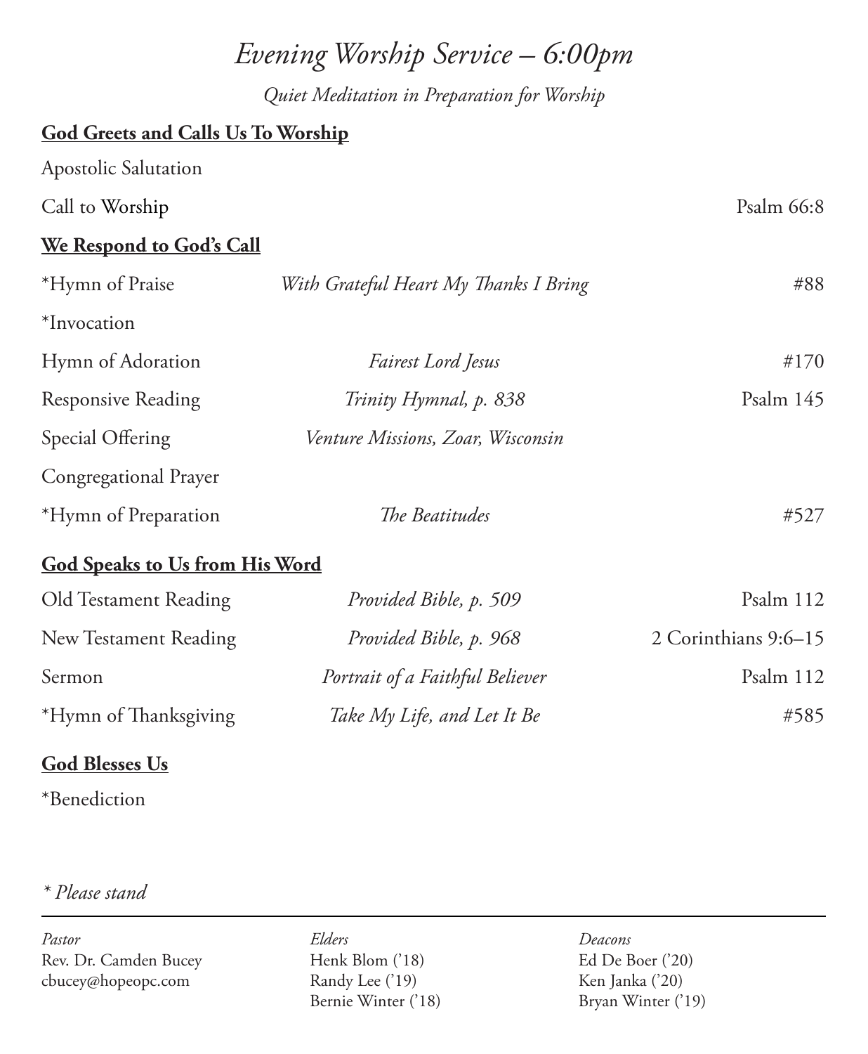# *Evening Worship Service – 6:00pm*

*Quiet Meditation in Preparation for Worship*

**God Greets and Calls Us To Worship**

| | | |
|---|---|---|
| Apostolic Salutation | | |
| Call to Worship | | Psalm 66:8 |

**We Respond to God's Call**

| | | |
|---|---|---|
| *Hymn of Praise | *With Grateful Heart My Thanks I Bring* | #88 |
| *Invocation | | |
| Hymn of Adoration | *Fairest Lord Jesus* | #170 |
| Responsive Reading | *Trinity Hymnal, p. 838* | Psalm 145 |
| Special Offering | *Venture Missions, Zoar, Wisconsin* | |
| Congregational Prayer | | |
| *Hymn of Preparation | *The Beatitudes* | #527 |

**God Speaks to Us from His Word**

| | | |
|---|---|---|
| Old Testament Reading | *Provided Bible, p. 509* | Psalm 112 |
| New Testament Reading | *Provided Bible, p. 968* | 2 Corinthians 9:6–15 |
| Sermon | *Portrait of a Faithful Believer* | Psalm 112 |
| *Hymn of Thanksgiving | *Take My Life, and Let It Be* | #585 |

**God Blesses Us**

*Benediction

*\* Please stand*

---

*Pastor*
Rev. Dr. Camden Bucey
cbucey@hopeopc.com

*Elders*
Henk Blom ('18)
Randy Lee ('19)
Bernie Winter ('18)

*Deacons*
Ed De Boer ('20)
Ken Janka ('20)
Bryan Winter ('19)